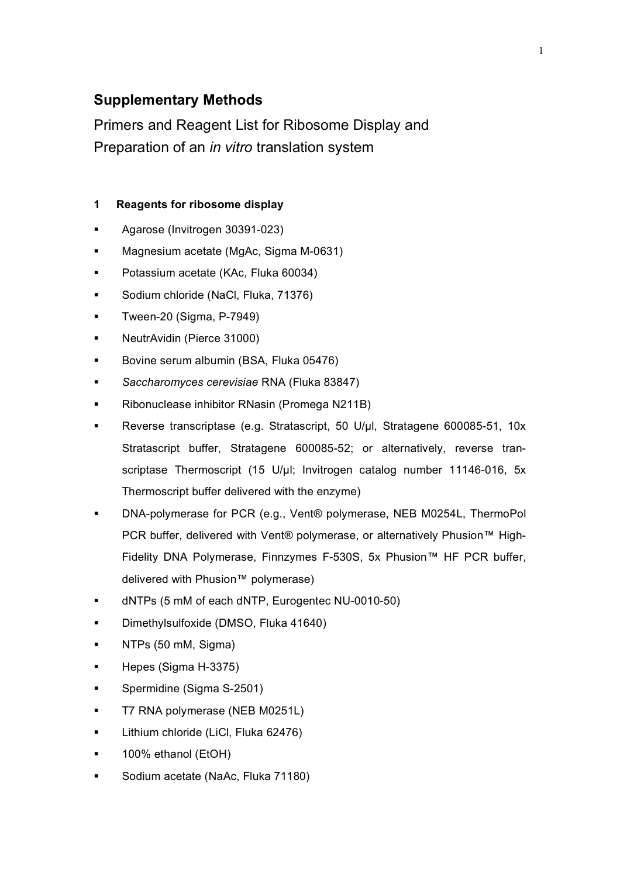# Supplementary Methods

## Primers and Reagent List for Ribosome Display and Preparation of an *in vitro* translation system

### 1 Reagents for ribosome display

- Agarose (Invitrogen 30391-023)
- Magnesium acetate (MgAc, Sigma M-0631)
- Potassium acetate (KAc, Fluka 60034)
- Sodium chloride (NaCl, Fluka, 71376)
- Tween-20 (Sigma, P-7949)
- NeutrAvidin (Pierce 31000)
- Bovine serum albumin (BSA, Fluka 05476)
- *Saccharomyces cerevisiae* RNA (Fluka 83847)
- Ribonuclease inhibitor RNasin (Promega N211B)
- Reverse transcriptase (e.g. Stratascript, 50 U/µl, Stratagene 600085-51, 10x Stratascript buffer, Stratagene 600085-52; or alternatively, reverse transcriptase Thermoscript (15 U/µl; Invitrogen catalog number 11146-016, 5x Thermoscript buffer delivered with the enzyme)
- DNA-polymerase for PCR (e.g., Vent® polymerase, NEB M0254L, ThermoPol PCR buffer, delivered with Vent® polymerase, or alternatively Phusion™ High-Fidelity DNA Polymerase, Finnzymes F-530S, 5x Phusion™ HF PCR buffer, delivered with Phusion™ polymerase)
- dNTPs (5 mM of each dNTP, Eurogentec NU-0010-50)
- Dimethylsulfoxide (DMSO, Fluka 41640)
- NTPs (50 mM, Sigma)
- Hepes (Sigma H-3375)
- Spermidine (Sigma S-2501)
- T7 RNA polymerase (NEB M0251L)
- Lithium chloride (LiCl, Fluka 62476)
- 100% ethanol (EtOH)
- Sodium acetate (NaAc, Fluka 71180)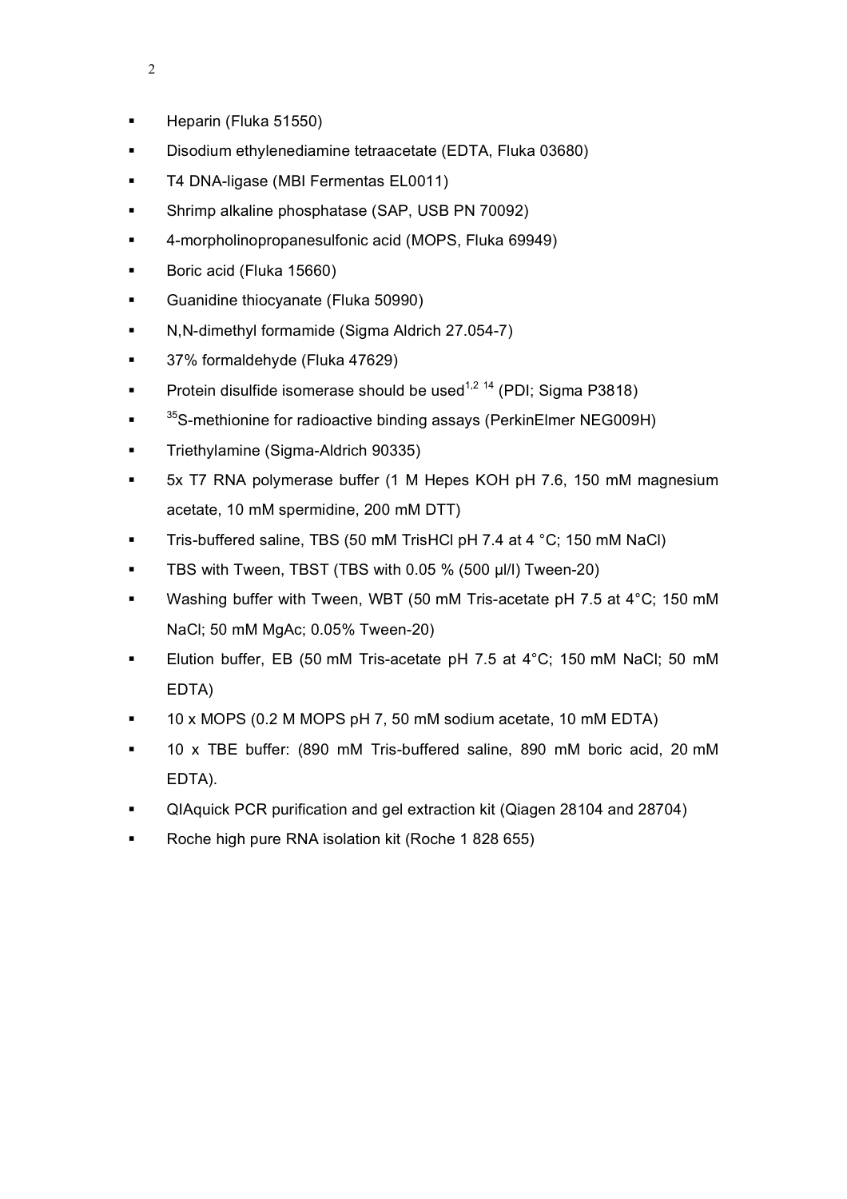- Heparin (Fluka 51550)
- Disodium ethylenediamine tetraacetate (EDTA, Fluka 03680)
- T4 DNA-ligase (MBI Fermentas EL0011)
- Shrimp alkaline phosphatase (SAP, USB PN 70092)
- 4-morpholinopropanesulfonic acid (MOPS, Fluka 69949)
- Boric acid (Fluka 15660)
- Guanidine thiocyanate (Fluka 50990)
- N,N-dimethyl formamide (Sigma Aldrich 27.054-7)
- 37% formaldehyde (Fluka 47629)
- Protein disulfide isomerase should be used[1,2 14] (PDI; Sigma P3818)
- $^{35}$S-methionine for radioactive binding assays (PerkinElmer NEG009H)
- Triethylamine (Sigma-Aldrich 90335)
- 5x T7 RNA polymerase buffer (1 M Hepes KOH pH 7.6, 150 mM magnesium acetate, 10 mM spermidine, 200 mM DTT)
- Tris-buffered saline, TBS (50 mM TrisHCl pH 7.4 at 4 °C; 150 mM NaCl)
- TBS with Tween, TBST (TBS with 0.05 % (500 µl/l) Tween-20)
- Washing buffer with Tween, WBT (50 mM Tris-acetate pH 7.5 at 4°C; 150 mM NaCl; 50 mM MgAc; 0.05% Tween-20)
- Elution buffer, EB (50 mM Tris-acetate pH 7.5 at 4°C; 150 mM NaCl; 50 mM EDTA)
- 10 x MOPS (0.2 M MOPS pH 7, 50 mM sodium acetate, 10 mM EDTA)
- 10 x TBE buffer: (890 mM Tris-buffered saline, 890 mM boric acid, 20 mM EDTA).
- QIAquick PCR purification and gel extraction kit (Qiagen 28104 and 28704)
- Roche high pure RNA isolation kit (Roche 1 828 655)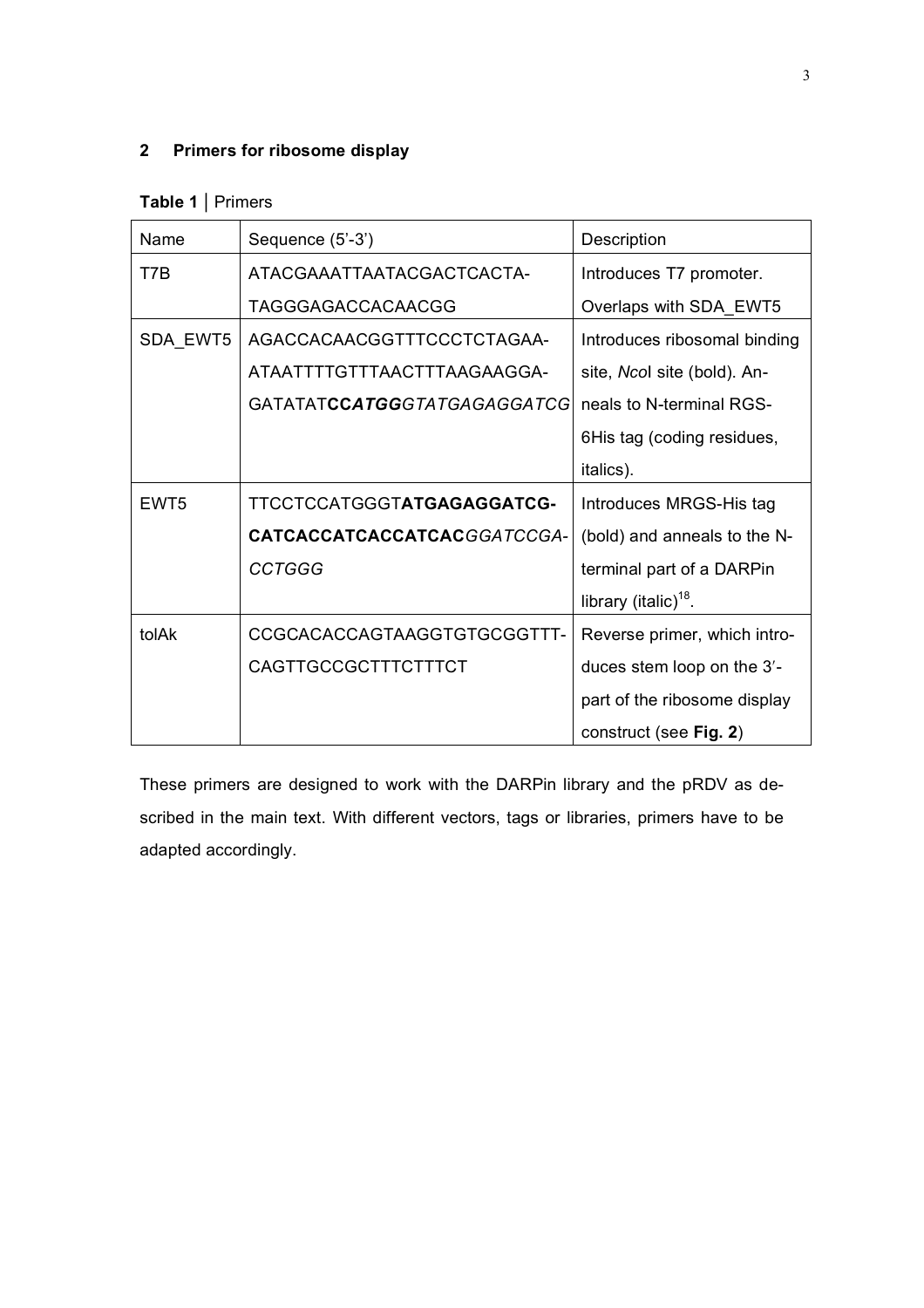## 2 Primers for ribosome display

**Table 1** | Primers

| Name | Sequence (5'-3') | Description |
|---|---|---|
| T7B | ATACGAAATTAATACGACTCACTA-TAGGGAGACCACAACGG | Introduces T7 promoter. Overlaps with SDA_EWT5 |
| SDA_EWT5 | AGACCACAACGGTTTCCCTCTAGAA-ATAATTTTGTTTAACTTTAAGAAGGA-GATATAT**CC*ATGG***GTATGAGAGGATCG* | Introduces ribosomal binding site, *Nco*I site (bold). Anneals to N-terminal RGS-6His tag (coding residues, italics). |
| EWT5 | TTCCTCCATGGGT**ATGAGAGGATCG-CATCACCATCACCATCAC***GGATCCGA-CCTGGG* | Introduces MRGS-His tag (bold) and anneals to the N-terminal part of a DARPin library (italic)[18]. |
| tolAk | CCGCACACCAGTAAGGTGTGCGGTTT-CAGTTGCCGCTTTCTTTCT | Reverse primer, which introduces stem loop on the 3′-part of the ribosome display construct (see **Fig. 2**) |

These primers are designed to work with the DARPin library and the pRDV as described in the main text. With different vectors, tags or libraries, primers have to be adapted accordingly.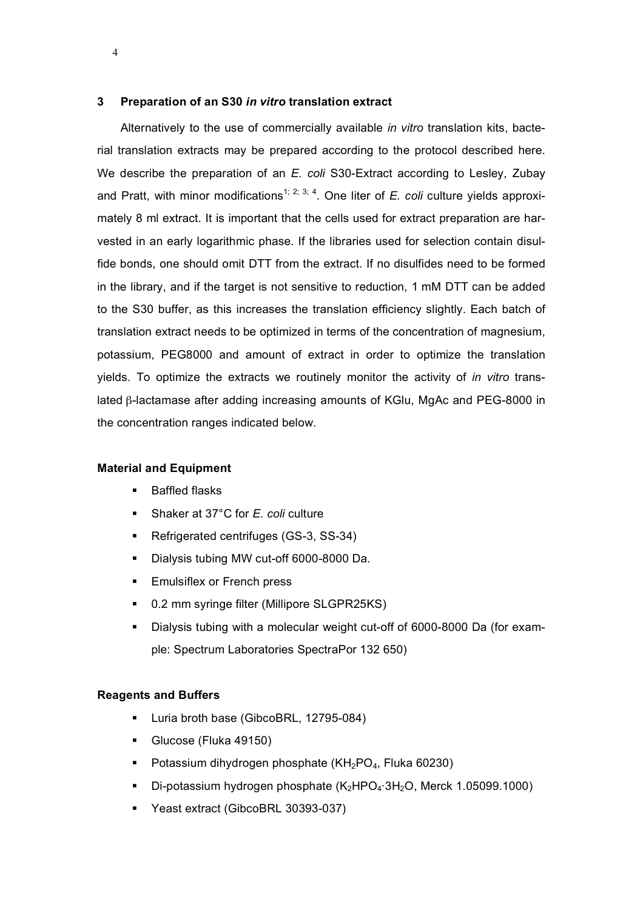## 3 Preparation of an S30 *in vitro* translation extract

Alternatively to the use of commercially available *in vitro* translation kits, bacterial translation extracts may be prepared according to the protocol described here. We describe the preparation of an *E. coli* S30-Extract according to Lesley, Zubay and Pratt, with minor modifications[1; 2; 3; 4]. One liter of *E. coli* culture yields approximately 8 ml extract. It is important that the cells used for extract preparation are harvested in an early logarithmic phase. If the libraries used for selection contain disulfide bonds, one should omit DTT from the extract. If no disulfides need to be formed in the library, and if the target is not sensitive to reduction, 1 mM DTT can be added to the S30 buffer, as this increases the translation efficiency slightly. Each batch of translation extract needs to be optimized in terms of the concentration of magnesium, potassium, PEG8000 and amount of extract in order to optimize the translation yields. To optimize the extracts we routinely monitor the activity of *in vitro* translated β-lactamase after adding increasing amounts of KGlu, MgAc and PEG-8000 in the concentration ranges indicated below.

**Material and Equipment**

- Baffled flasks
- Shaker at 37°C for *E. coli* culture
- Refrigerated centrifuges (GS-3, SS-34)
- Dialysis tubing MW cut-off 6000-8000 Da.
- Emulsiflex or French press
- 0.2 mm syringe filter (Millipore SLGPR25KS)
- Dialysis tubing with a molecular weight cut-off of 6000-8000 Da (for example: Spectrum Laboratories SpectraPor 132 650)

**Reagents and Buffers**

- Luria broth base (GibcoBRL, 12795-084)
- Glucose (Fluka 49150)
- Potassium dihydrogen phosphate ($KH_2PO_4$, Fluka 60230)
- Di-potassium hydrogen phosphate ($K_2HPO_4 \cdot 3H_2O$, Merck 1.05099.1000)
- Yeast extract (GibcoBRL 30393-037)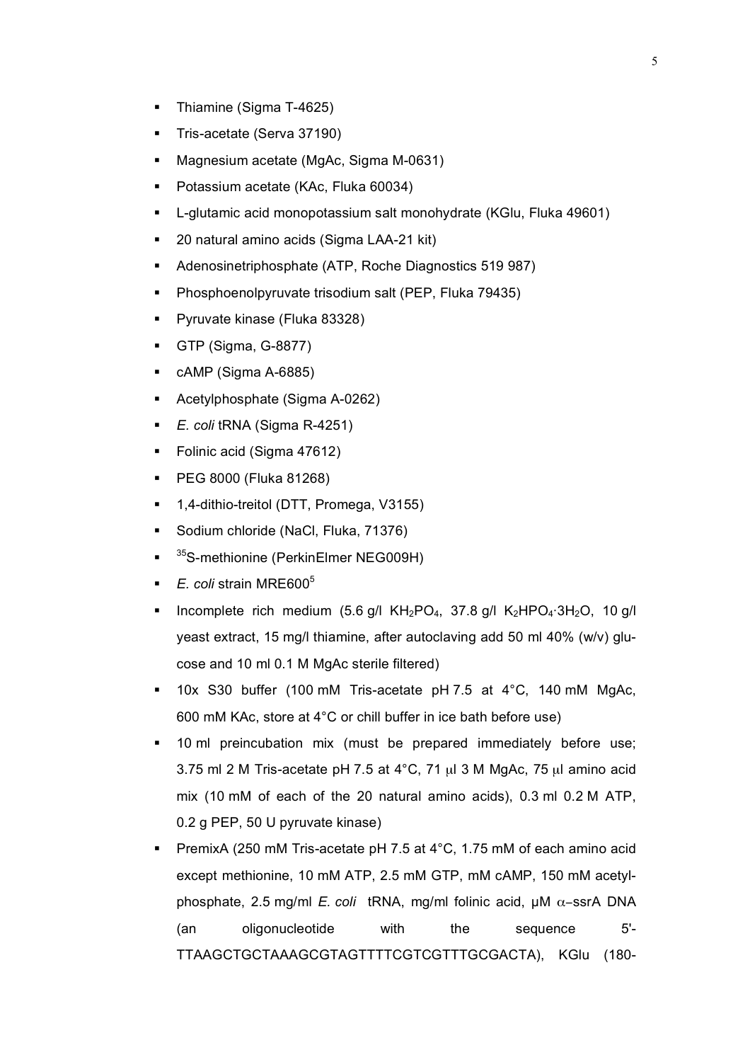- Thiamine (Sigma T-4625)
- Tris-acetate (Serva 37190)
- Magnesium acetate (MgAc, Sigma M-0631)
- Potassium acetate (KAc, Fluka 60034)
- L-glutamic acid monopotassium salt monohydrate (KGlu, Fluka 49601)
- 20 natural amino acids (Sigma LAA-21 kit)
- Adenosinetriphosphate (ATP, Roche Diagnostics 519 987)
- Phosphoenolpyruvate trisodium salt (PEP, Fluka 79435)
- Pyruvate kinase (Fluka 83328)
- GTP (Sigma, G-8877)
- cAMP (Sigma A-6885)
- Acetylphosphate (Sigma A-0262)
- *E. coli* tRNA (Sigma R-4251)
- Folinic acid (Sigma 47612)
- PEG 8000 (Fluka 81268)
- 1,4-dithio-treitol (DTT, Promega, V3155)
- Sodium chloride (NaCl, Fluka, 71376)
- $^{35}$S-methionine (PerkinElmer NEG009H)
- *E. coli* strain MRE600[5]
- Incomplete rich medium (5.6 g/l $KH_2PO_4$, 37.8 g/l $K_2HPO_4 \cdot 3H_2O$, 10 g/l yeast extract, 15 mg/l thiamine, after autoclaving add 50 ml 40% (w/v) glucose and 10 ml 0.1 M MgAc sterile filtered)
- 10x S30 buffer (100 mM Tris-acetate pH 7.5 at 4°C, 140 mM MgAc, 600 mM KAc, store at 4°C or chill buffer in ice bath before use)
- 10 ml preincubation mix (must be prepared immediately before use; 3.75 ml 2 M Tris-acetate pH 7.5 at 4°C, 71 μl 3 M MgAc, 75 μl amino acid mix (10 mM of each of the 20 natural amino acids), 0.3 ml 0.2 M ATP, 0.2 g PEP, 50 U pyruvate kinase)
- PremixA (250 mM Tris-acetate pH 7.5 at 4°C, 1.75 mM of each amino acid except methionine, 10 mM ATP, 2.5 mM GTP, mM cAMP, 150 mM acetylphosphate, 2.5 mg/ml *E. coli* tRNA, mg/ml folinic acid, μM α−ssrA DNA (an oligonucleotide with the sequence 5'-TTAAGCTGCTAAAGCGTAGTTTTCGTCGTTTGCGACTA), KGlu (180-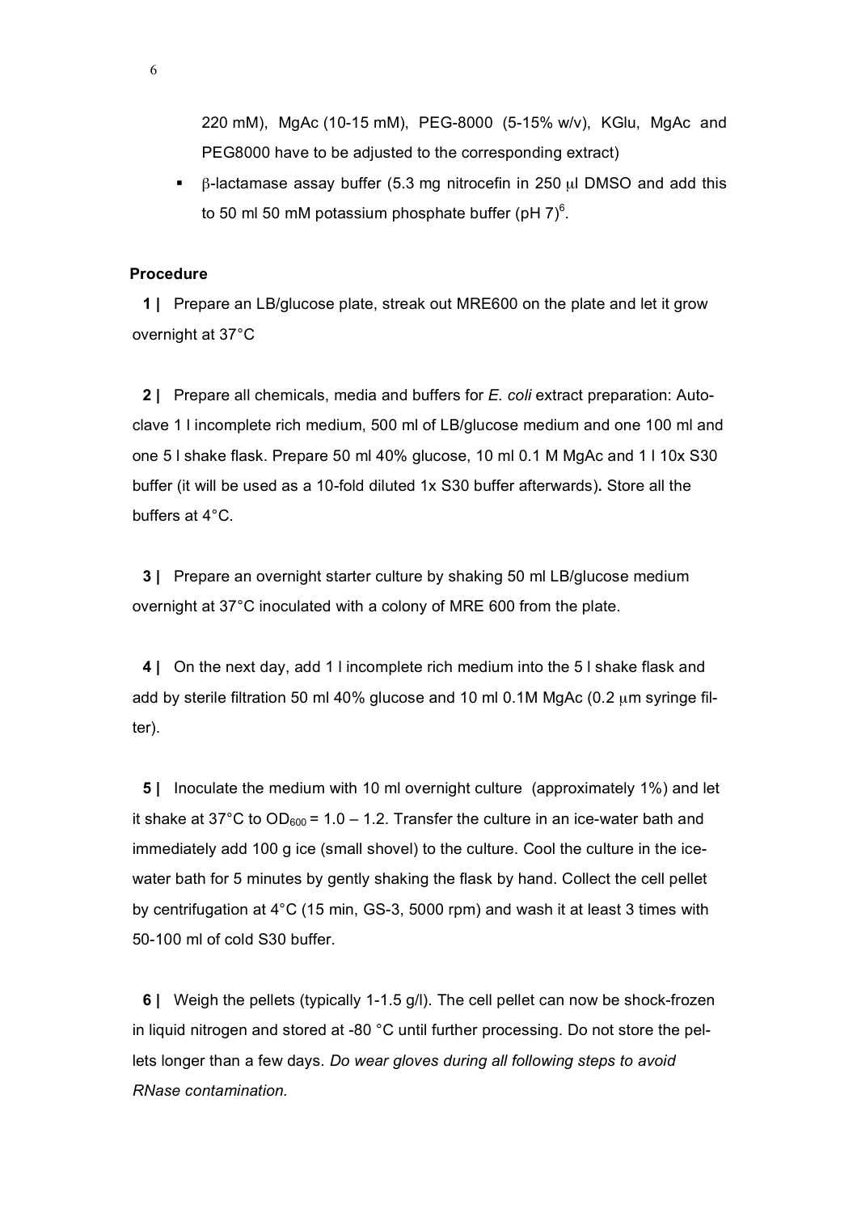220 mM), MgAc (10-15 mM), PEG-8000 (5-15% w/v), KGlu, MgAc and PEG8000 have to be adjusted to the corresponding extract)

- β-lactamase assay buffer (5.3 mg nitrocefin in 250 μl DMSO and add this to 50 ml 50 mM potassium phosphate buffer (pH 7)[6].

**Procedure**

**1 |** Prepare an LB/glucose plate, streak out MRE600 on the plate and let it grow overnight at 37°C

**2 |** Prepare all chemicals, media and buffers for *E. coli* extract preparation: Autoclave 1 l incomplete rich medium, 500 ml of LB/glucose medium and one 100 ml and one 5 l shake flask. Prepare 50 ml 40% glucose, 10 ml 0.1 M MgAc and 1 l 10x S30 buffer (it will be used as a 10-fold diluted 1x S30 buffer afterwards)**.** Store all the buffers at 4°C.

**3 |** Prepare an overnight starter culture by shaking 50 ml LB/glucose medium overnight at 37°C inoculated with a colony of MRE 600 from the plate.

**4 |** On the next day, add 1 l incomplete rich medium into the 5 l shake flask and add by sterile filtration 50 ml 40% glucose and 10 ml 0.1M MgAc (0.2 μm syringe filter).

**5 |** Inoculate the medium with 10 ml overnight culture (approximately 1%) and let it shake at 37°C to $OD_{600}$ = 1.0 – 1.2. Transfer the culture in an ice-water bath and immediately add 100 g ice (small shovel) to the culture. Cool the culture in the ice-water bath for 5 minutes by gently shaking the flask by hand. Collect the cell pellet by centrifugation at 4°C (15 min, GS-3, 5000 rpm) and wash it at least 3 times with 50-100 ml of cold S30 buffer.

**6 |** Weigh the pellets (typically 1-1.5 g/l). The cell pellet can now be shock-frozen in liquid nitrogen and stored at -80 °C until further processing. Do not store the pellets longer than a few days. *Do wear gloves during all following steps to avoid RNase contamination.*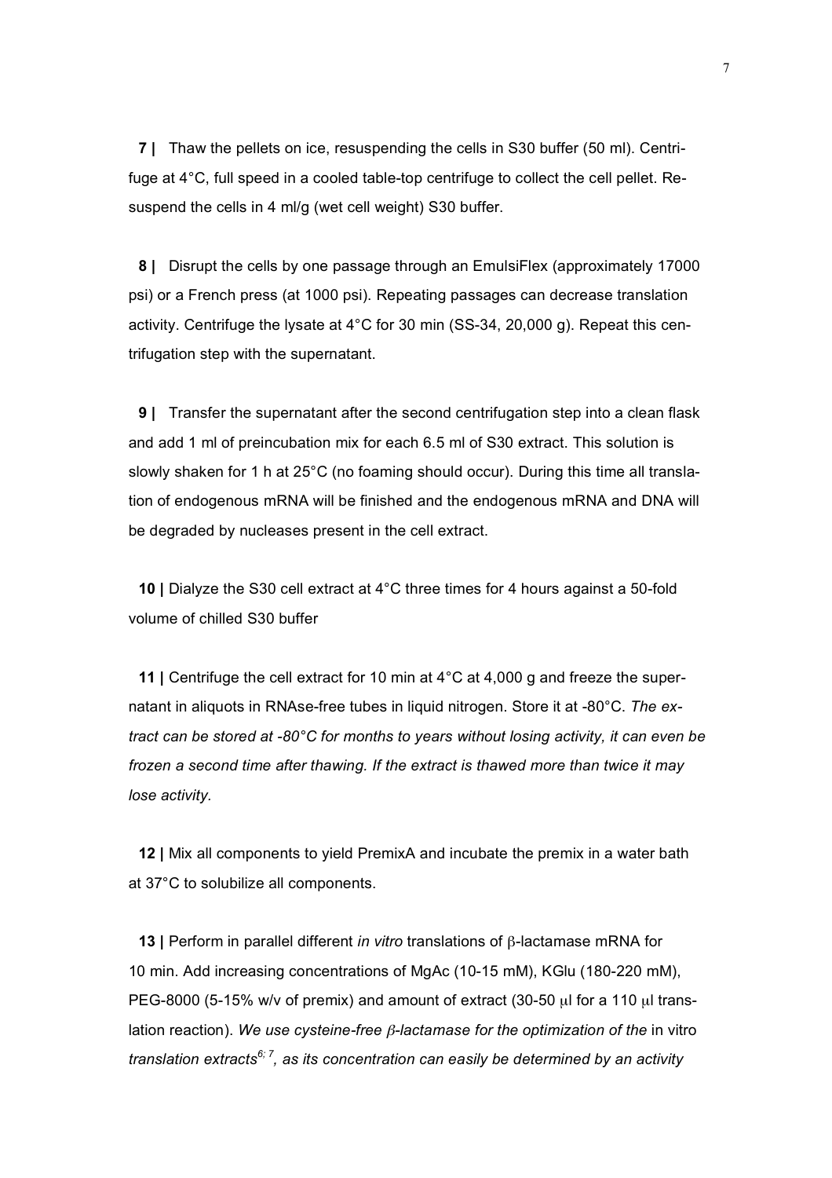**7 |** Thaw the pellets on ice, resuspending the cells in S30 buffer (50 ml). Centrifuge at 4°C, full speed in a cooled table-top centrifuge to collect the cell pellet. Resuspend the cells in 4 ml/g (wet cell weight) S30 buffer.

**8 |** Disrupt the cells by one passage through an EmulsiFlex (approximately 17000 psi) or a French press (at 1000 psi). Repeating passages can decrease translation activity. Centrifuge the lysate at 4°C for 30 min (SS-34, 20,000 g). Repeat this centrifugation step with the supernatant.

**9 |** Transfer the supernatant after the second centrifugation step into a clean flask and add 1 ml of preincubation mix for each 6.5 ml of S30 extract. This solution is slowly shaken for 1 h at 25°C (no foaming should occur). During this time all translation of endogenous mRNA will be finished and the endogenous mRNA and DNA will be degraded by nucleases present in the cell extract.

**10 |** Dialyze the S30 cell extract at 4°C three times for 4 hours against a 50-fold volume of chilled S30 buffer

**11 |** Centrifuge the cell extract for 10 min at 4°C at 4,000 g and freeze the supernatant in aliquots in RNAse-free tubes in liquid nitrogen. Store it at -80°C. *The extract can be stored at -80°C for months to years without losing activity, it can even be frozen a second time after thawing. If the extract is thawed more than twice it may lose activity.*

**12 |** Mix all components to yield PremixA and incubate the premix in a water bath at 37°C to solubilize all components.

**13 |** Perform in parallel different *in vitro* translations of β-lactamase mRNA for 10 min. Add increasing concentrations of MgAc (10-15 mM), KGlu (180-220 mM), PEG-8000 (5-15% w/v of premix) and amount of extract (30-50 μl for a 110 μl translation reaction). *We use cysteine-free β-lactamase for the optimization of the* in vitro *translation extracts*[6; 7]*, as its concentration can easily be determined by an activity*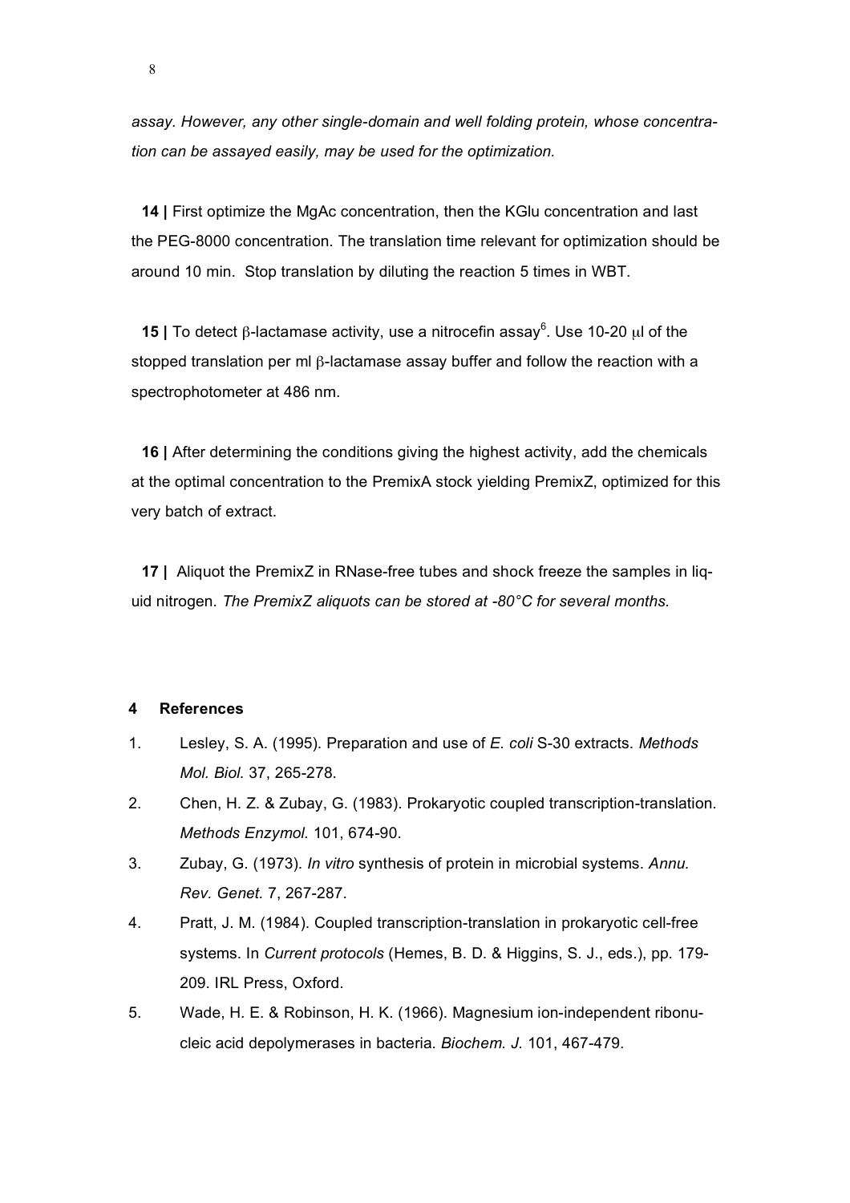*assay. However, any other single-domain and well folding protein, whose concentration can be assayed easily, may be used for the optimization.*

**14 |** First optimize the MgAc concentration, then the KGlu concentration and last the PEG-8000 concentration. The translation time relevant for optimization should be around 10 min. Stop translation by diluting the reaction 5 times in WBT.

**15 |** To detect β-lactamase activity, use a nitrocefin assay[6]. Use 10-20 μl of the stopped translation per ml β-lactamase assay buffer and follow the reaction with a spectrophotometer at 486 nm.

**16 |** After determining the conditions giving the highest activity, add the chemicals at the optimal concentration to the PremixA stock yielding PremixZ, optimized for this very batch of extract.

**17 |** Aliquot the PremixZ in RNase-free tubes and shock freeze the samples in liquid nitrogen. *The PremixZ aliquots can be stored at -80°C for several months.*

## 4 References

1. Lesley, S. A. (1995). Preparation and use of *E. coli* S-30 extracts. *Methods Mol. Biol.* 37, 265-278.
2. Chen, H. Z. & Zubay, G. (1983). Prokaryotic coupled transcription-translation. *Methods Enzymol.* 101, 674-90.
3. Zubay, G. (1973). *In vitro* synthesis of protein in microbial systems. *Annu. Rev. Genet.* 7, 267-287.
4. Pratt, J. M. (1984). Coupled transcription-translation in prokaryotic cell-free systems. In *Current protocols* (Hemes, B. D. & Higgins, S. J., eds.), pp. 179-209. IRL Press, Oxford.
5. Wade, H. E. & Robinson, H. K. (1966). Magnesium ion-independent ribonucleic acid depolymerases in bacteria. *Biochem. J.* 101, 467-479.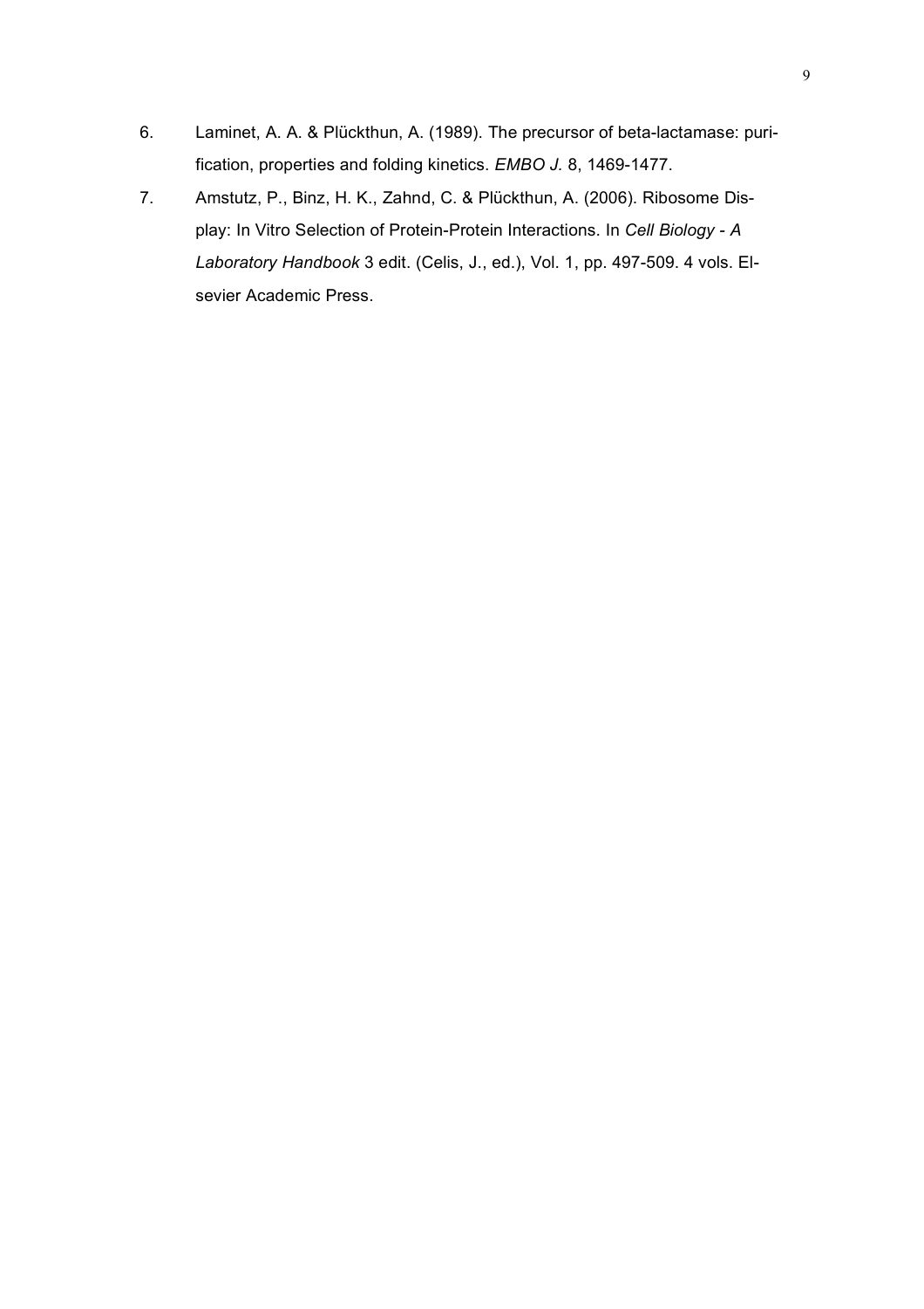6. Laminet, A. A. & Plückthun, A. (1989). The precursor of beta-lactamase: purification, properties and folding kinetics. *EMBO J.* 8, 1469-1477.
7. Amstutz, P., Binz, H. K., Zahnd, C. & Plückthun, A. (2006). Ribosome Display: In Vitro Selection of Protein-Protein Interactions. In *Cell Biology - A Laboratory Handbook* 3 edit. (Celis, J., ed.), Vol. 1, pp. 497-509. 4 vols. Elsevier Academic Press.